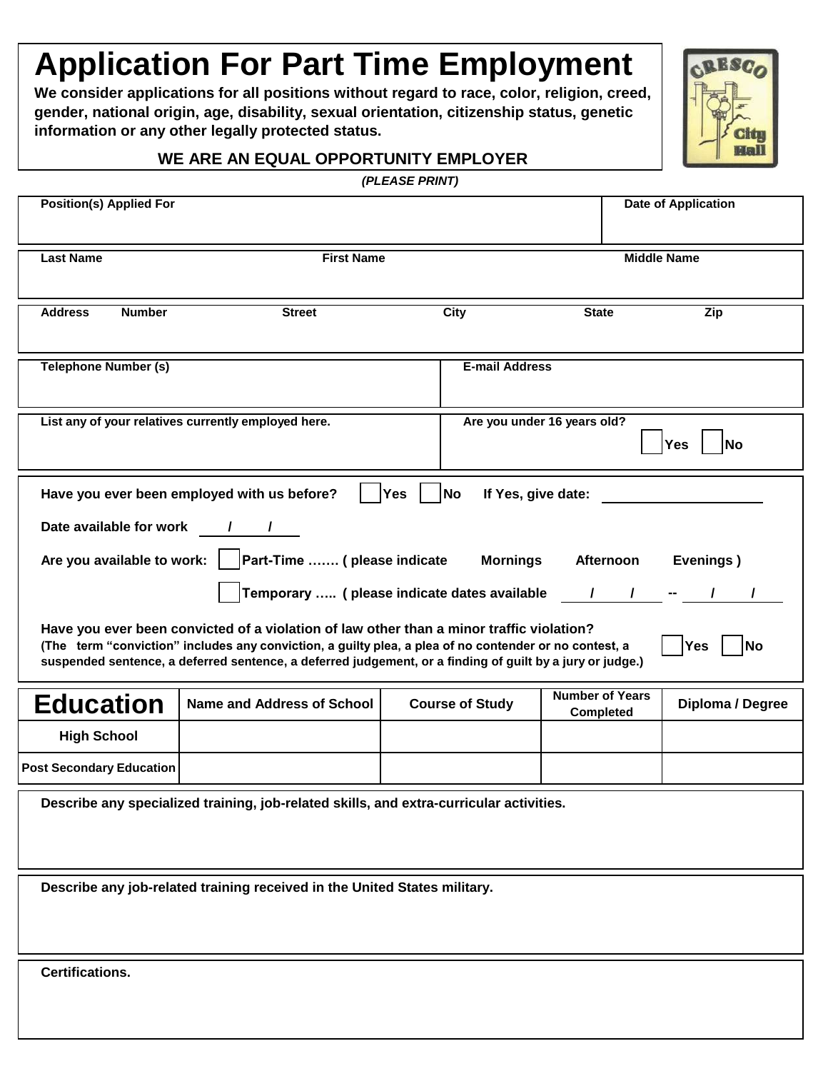# Application For Part Time Employment

**We consider applications for all positions without regard to race, color, religion, creed, gender, national origin, age, disability, sexual orientation, citizenship status, genetic information or any other legally protected status.**

**WE ARE AN EQUAL OPPORTUNITY EMPLOYER**

***(PLEASE PRINT)***

| Position(s) Applied For | Date of Application |
|---|---|
| | |

| Last Name | First Name | Middle Name |
|---|---|---|
| | | |

| Address Number | Street | City | State | Zip |
|---|---|---|---|---|
| | | | | |

| Telephone Number (s) | E-mail Address |
|---|---|
| | |

| List any of your relatives currently employed here. | Are you under 16 years old? ☐ Yes ☐ No |
|---|---|
| | |

**Have you ever been employed with us before?** ☐ Yes ☐ No **If Yes, give date:** ____________________

**Date available for work** ___/___/___

**Are you available to work:** ☐ **Part-Time ……. ( please indicate Mornings Afternoon Evenings )**

☐ **Temporary ….. ( please indicate dates available ___/___/___ -- ___/___/___**

**Have you ever been convicted of a violation of law other than a minor traffic violation?**
**(The term "conviction" includes any conviction, a guilty plea, a plea of no contender or no contest, a suspended sentence, a deferred sentence, a deferred judgement, or a finding of guilt by a jury or judge.)** ☐ Yes ☐ No

| Education | Name and Address of School | Course of Study | Number of Years Completed | Diploma / Degree |
|---|---|---|---|---|
| High School | | | | |
| Post Secondary Education | | | | |

**Describe any specialized training, job-related skills, and extra-curricular activities.**

**Describe any job-related training received in the United States military.**

**Certifications.**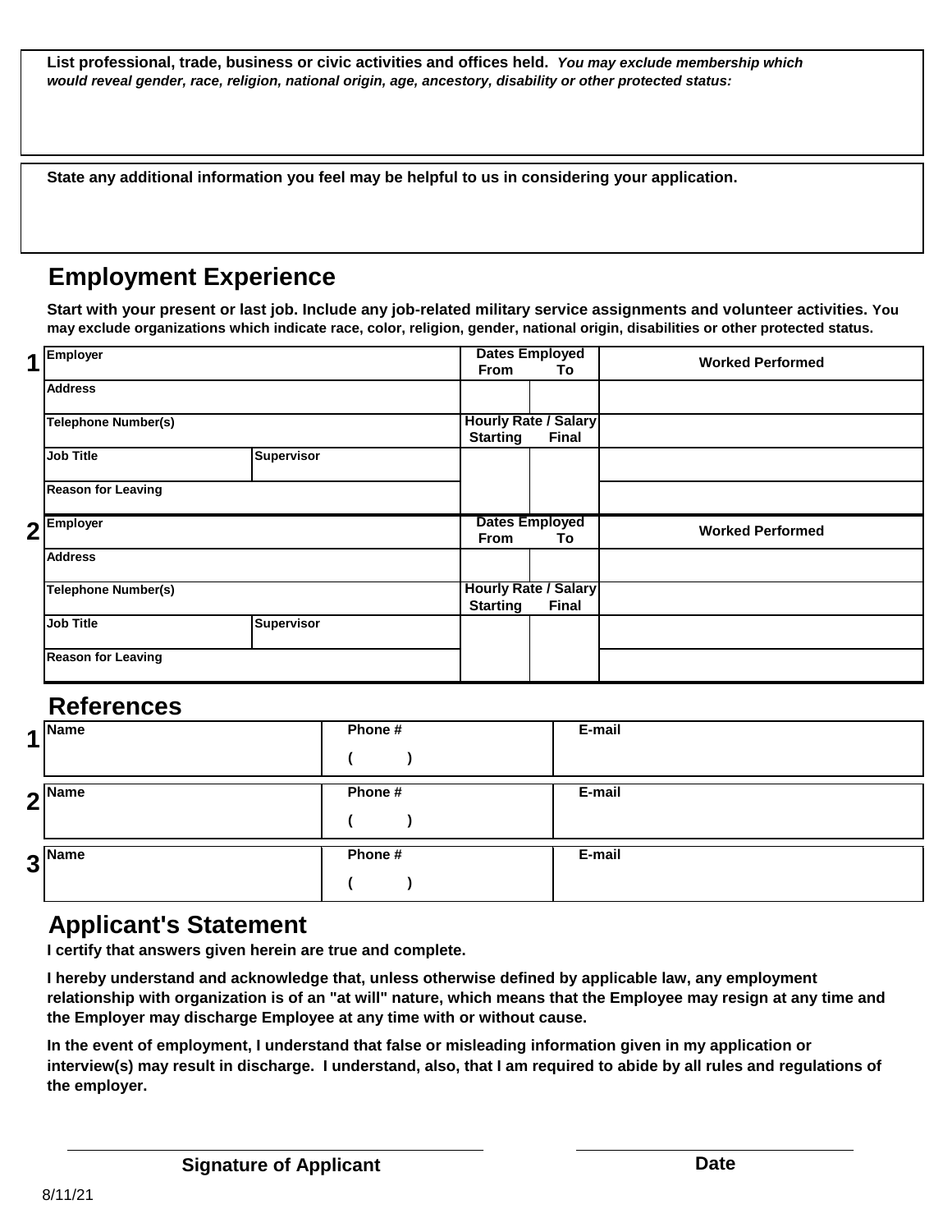**List professional, trade, business or civic activities and offices held.** ***You may exclude membership which would reveal gender, race, religion, national origin, age, ancestory, disability or other protected status:***

**State any additional information you feel may be helpful to us in considering your application.**

## Employment Experience

**Start with your present or last job. Include any job-related military service assignments and volunteer activities. You may exclude organizations which indicate race, color, religion, gender, national origin, disabilities or other protected status.**

| # | | | Dates Employed | | Worked Performed |
|---|---|---|---|---|---|
| 1 | Employer | | From | To | |
| | Address | | | | |
| | Telephone Number(s) | | Hourly Rate / Salary | | |
| | | | Starting | Final | |
| | Job Title | Supervisor | | | |
| | Reason for Leaving | | | | |
| 2 | Employer | | From | To | |
| | Address | | | | |
| | Telephone Number(s) | | Hourly Rate / Salary | | |
| | | | Starting | Final | |
| | Job Title | Supervisor | | | |
| | Reason for Leaving | | | | |

## References

| # | Name | Phone # | E-mail |
|---|---|---|---|
| 1 | | (     ) | |
| 2 | | (     ) | |
| 3 | | (     ) | |

## Applicant's Statement

**I certify that answers given herein are true and complete.**

**I hereby understand and acknowledge that, unless otherwise defined by applicable law, any employment relationship with organization is of an "at will" nature, which means that the Employee may resign at any time and the Employer may discharge Employee at any time with or without cause.**

**In the event of employment, I understand that false or misleading information given in my application or interview(s) may result in discharge. I understand, also, that I am required to abide by all rules and regulations of the employer.**

______________________________ **Signature of Applicant**

______________________________ **Date**

8/11/21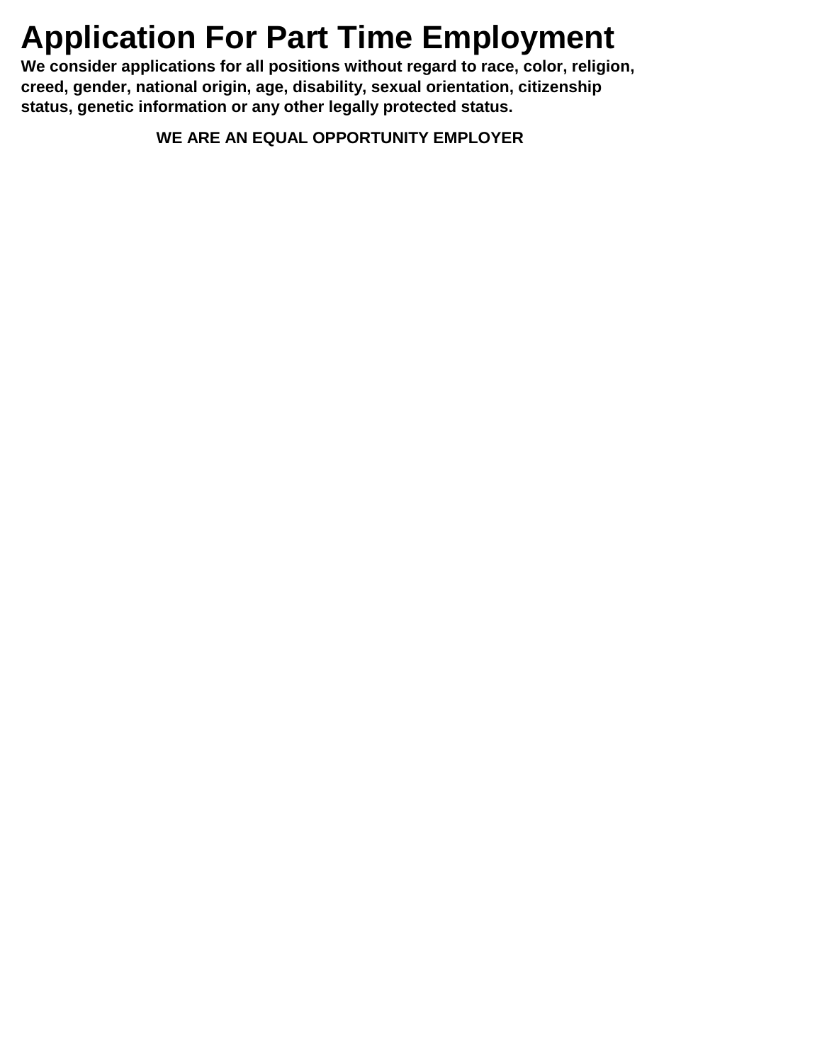# Application For Part Time Employment

**We consider applications for all positions without regard to race, color, religion, creed, gender, national origin, age, disability, sexual orientation, citizenship status, genetic information or any other legally protected status.**

**WE ARE AN EQUAL OPPORTUNITY EMPLOYER**